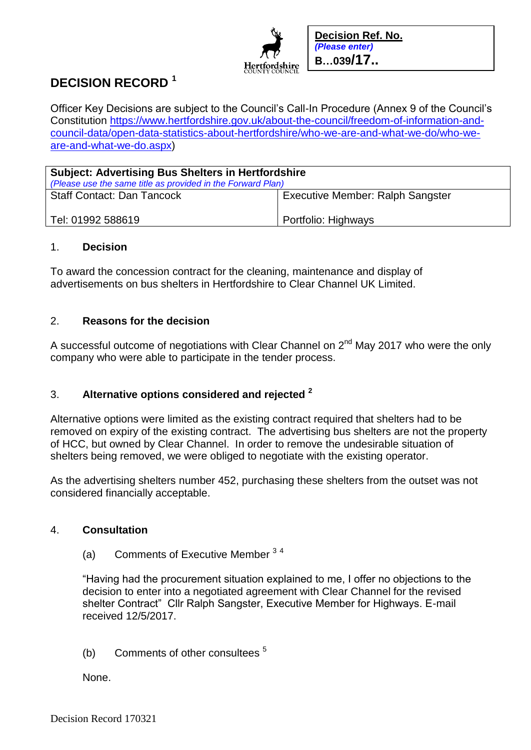Hertfordshire COUNTY COUNCIL

| **Decision Ref. No.** |
|---|
| ***(Please enter)*** |
| **B…039/17..** |

# DECISION RECORD [1]

Officer Key Decisions are subject to the Council's Call-In Procedure (Annex 9 of the Council's Constitution [https://www.hertfordshire.gov.uk/about-the-council/freedom-of-information-and-council-data/open-data-statistics-about-hertfordshire/who-we-are-and-what-we-do/who-we-are-and-what-we-do.aspx](https://www.hertfordshire.gov.uk/about-the-council/freedom-of-information-and-council-data/open-data-statistics-about-hertfordshire/who-we-are-and-what-we-do/who-we-are-and-what-we-do.aspx))

| **Subject: Advertising Bus Shelters in Hertfordshire** *(Please use the same title as provided in the Forward Plan)* | |
|---|---|
| Staff Contact: Dan Tancock | Executive Member: Ralph Sangster |
| Tel: 01992 588619 | Portfolio: Highways |

## 1. Decision

To award the concession contract for the cleaning, maintenance and display of advertisements on bus shelters in Hertfordshire to Clear Channel UK Limited.

## 2. Reasons for the decision

A successful outcome of negotiations with Clear Channel on 2nd May 2017 who were the only company who were able to participate in the tender process.

## 3. Alternative options considered and rejected [2]

Alternative options were limited as the existing contract required that shelters had to be removed on expiry of the existing contract. The advertising bus shelters are not the property of HCC, but owned by Clear Channel. In order to remove the undesirable situation of shelters being removed, we were obliged to negotiate with the existing operator.

As the advertising shelters number 452, purchasing these shelters from the outset was not considered financially acceptable.

## 4. Consultation

(a) Comments of Executive Member [3 4]

"Having had the procurement situation explained to me, I offer no objections to the decision to enter into a negotiated agreement with Clear Channel for the revised shelter Contract" Cllr Ralph Sangster, Executive Member for Highways. E-mail received 12/5/2017.

(b) Comments of other consultees [5]

None.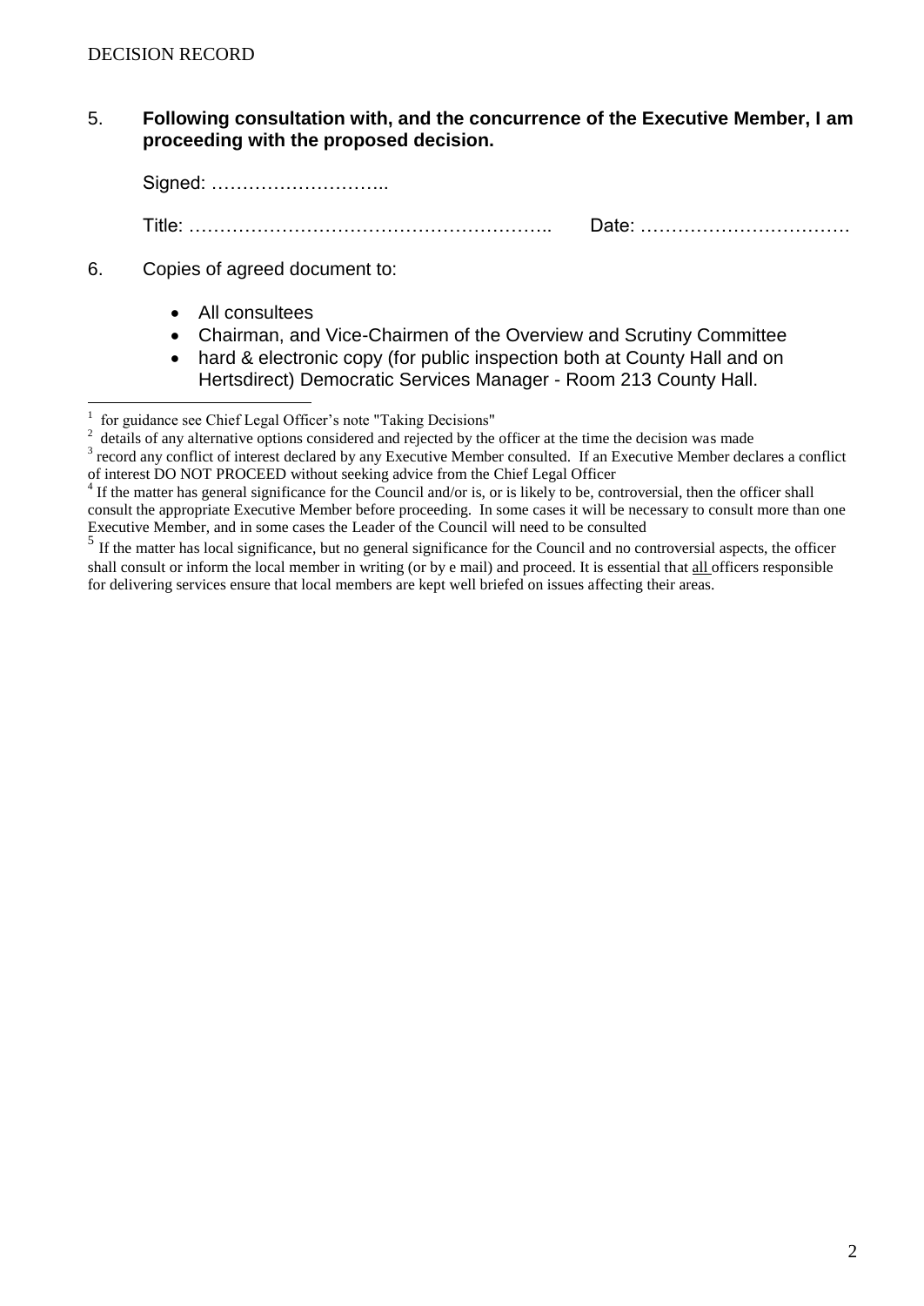DECISION RECORD

5. **Following consultation with, and the concurrence of the Executive Member, I am proceeding with the proposed decision.**

   Signed: ………………………..

   Title: …………………………………………………..   Date: …………………………….

6. Copies of agreed document to:

   - All consultees
   - Chairman, and Vice-Chairmen of the Overview and Scrutiny Committee
   - hard & electronic copy (for public inspection both at County Hall and on Hertsdirect) Democratic Services Manager - Room 213 County Hall.

---

[1] for guidance see Chief Legal Officer's note "Taking Decisions"

[2] details of any alternative options considered and rejected by the officer at the time the decision was made

[3] record any conflict of interest declared by any Executive Member consulted. If an Executive Member declares a conflict of interest DO NOT PROCEED without seeking advice from the Chief Legal Officer

[4] If the matter has general significance for the Council and/or is, or is likely to be, controversial, then the officer shall consult the appropriate Executive Member before proceeding. In some cases it will be necessary to consult more than one Executive Member, and in some cases the Leader of the Council will need to be consulted

[5] If the matter has local significance, but no general significance for the Council and no controversial aspects, the officer shall consult or inform the local member in writing (or by e mail) and proceed. It is essential that all officers responsible for delivering services ensure that local members are kept well briefed on issues affecting their areas.